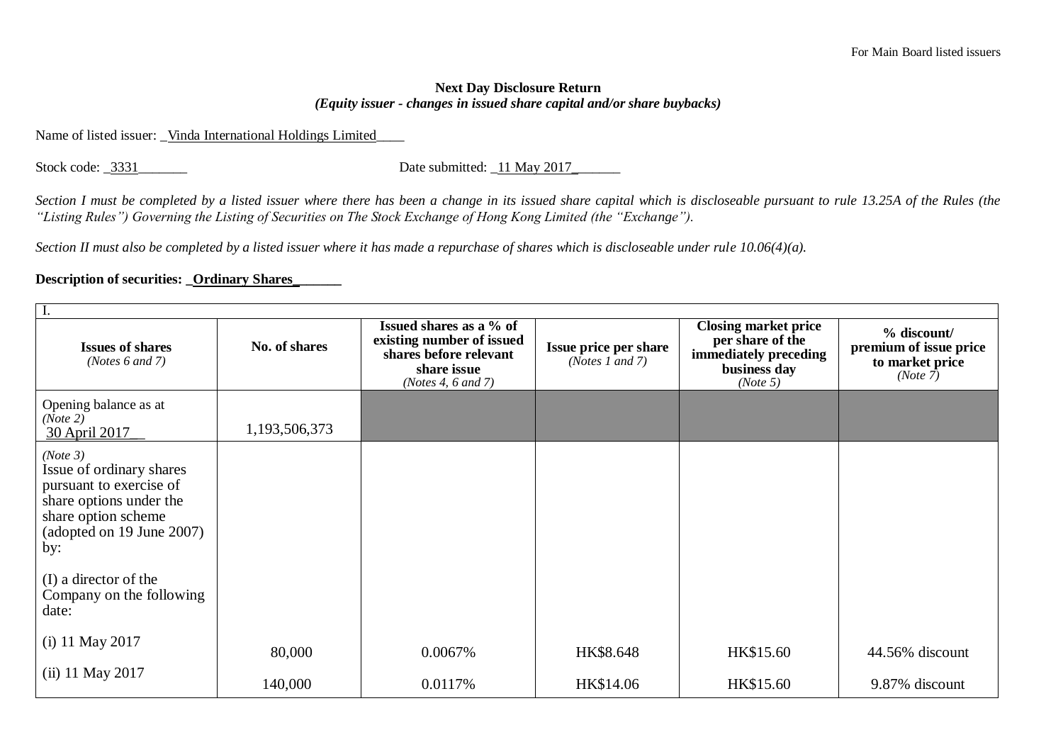For Main Board listed issuers

**Next Day Disclosure Return**
***(Equity issuer - changes in issued share capital and/or share buybacks)***

Name of listed issuer: _Vinda International Holdings Limited____

Stock code: _3331_______ Date submitted: _11 May 2017_______

*Section I must be completed by a listed issuer where there has been a change in its issued share capital which is discloseable pursuant to rule 13.25A of the Rules (the "Listing Rules") Governing the Listing of Securities on The Stock Exchange of Hong Kong Limited (the "Exchange").*

*Section II must also be completed by a listed issuer where it has made a repurchase of shares which is discloseable under rule 10.06(4)(a).*

**Description of securities: _Ordinary Shares_______**

| I. | | | | | |
|---|---|---|---|---|---|
| **Issues of shares** *(Notes 6 and 7)* | **No. of shares** | **Issued shares as a % of existing number of issued shares before relevant share issue** *(Notes 4, 6 and 7)* | **Issue price per share** *(Notes 1 and 7)* | **Closing market price per share of the immediately preceding business day** *(Note 5)* | **% discount/ premium of issue price to market price** *(Note 7)* |
| Opening balance as at *(Note 2)* 30 April 2017__ | 1,193,506,373 | | | | |
| *(Note 3)* Issue of ordinary shares pursuant to exercise of share options under the share option scheme (adopted on 19 June 2007) by:<br><br>(I) a director of the Company on the following date: | | | | | |
| (i) 11 May 2017 | 80,000 | 0.0067% | HK$8.648 | HK$15.60 | 44.56% discount |
| (ii) 11 May 2017 | 140,000 | 0.0117% | HK$14.06 | HK$15.60 | 9.87% discount |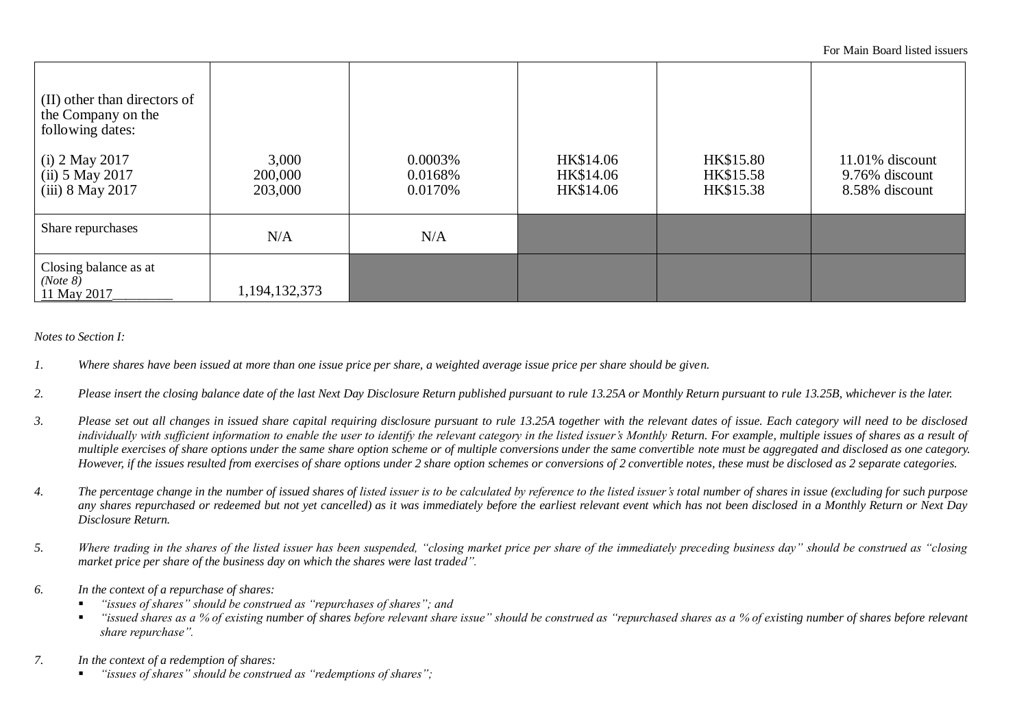| | | | | | |
|---|---|---|---|---|---|
| (II) other than directors of the Company on the following dates:<br><br>(i) 2 May 2017<br>(ii) 5 May 2017<br>(iii) 8 May 2017 | <br><br><br>3,000<br>200,000<br>203,000 | <br><br><br>0.0003%<br>0.0168%<br>0.0170% | <br><br><br>HK$14.06<br>HK$14.06<br>HK$14.06 | <br><br><br>HK$15.80<br>HK$15.58<br>HK$15.38 | <br><br><br>11.01% discount<br>9.76% discount<br>8.58% discount |
| Share repurchases | N/A | N/A | | | |
| Closing balance as at *(Note 8)*<br>11 May 2017 | 1,194,132,373 | | | | |

*Notes to Section I:*

1. *Where shares have been issued at more than one issue price per share, a weighted average issue price per share should be given.*

2. *Please insert the closing balance date of the last Next Day Disclosure Return published pursuant to rule 13.25A or Monthly Return pursuant to rule 13.25B, whichever is the later.*

3. *Please set out all changes in issued share capital requiring disclosure pursuant to rule 13.25A together with the relevant dates of issue. Each category will need to be disclosed individually with sufficient information to enable the user to identify the relevant category in the listed issuer's Monthly Return. For example, multiple issues of shares as a result of multiple exercises of share options under the same share option scheme or of multiple conversions under the same convertible note must be aggregated and disclosed as one category. However, if the issues resulted from exercises of share options under 2 share option schemes or conversions of 2 convertible notes, these must be disclosed as 2 separate categories.*

4. *The percentage change in the number of issued shares of listed issuer is to be calculated by reference to the listed issuer's total number of shares in issue (excluding for such purpose any shares repurchased or redeemed but not yet cancelled) as it was immediately before the earliest relevant event which has not been disclosed in a Monthly Return or Next Day Disclosure Return.*

5. *Where trading in the shares of the listed issuer has been suspended, "closing market price per share of the immediately preceding business day" should be construed as "closing market price per share of the business day on which the shares were last traded".*

6. *In the context of a repurchase of shares:*
   - *"issues of shares" should be construed as "repurchases of shares"; and*
   - *"issued shares as a % of existing number of shares before relevant share issue" should be construed as "repurchased shares as a % of existing number of shares before relevant share repurchase".*

7. *In the context of a redemption of shares:*
   - *"issues of shares" should be construed as "redemptions of shares";*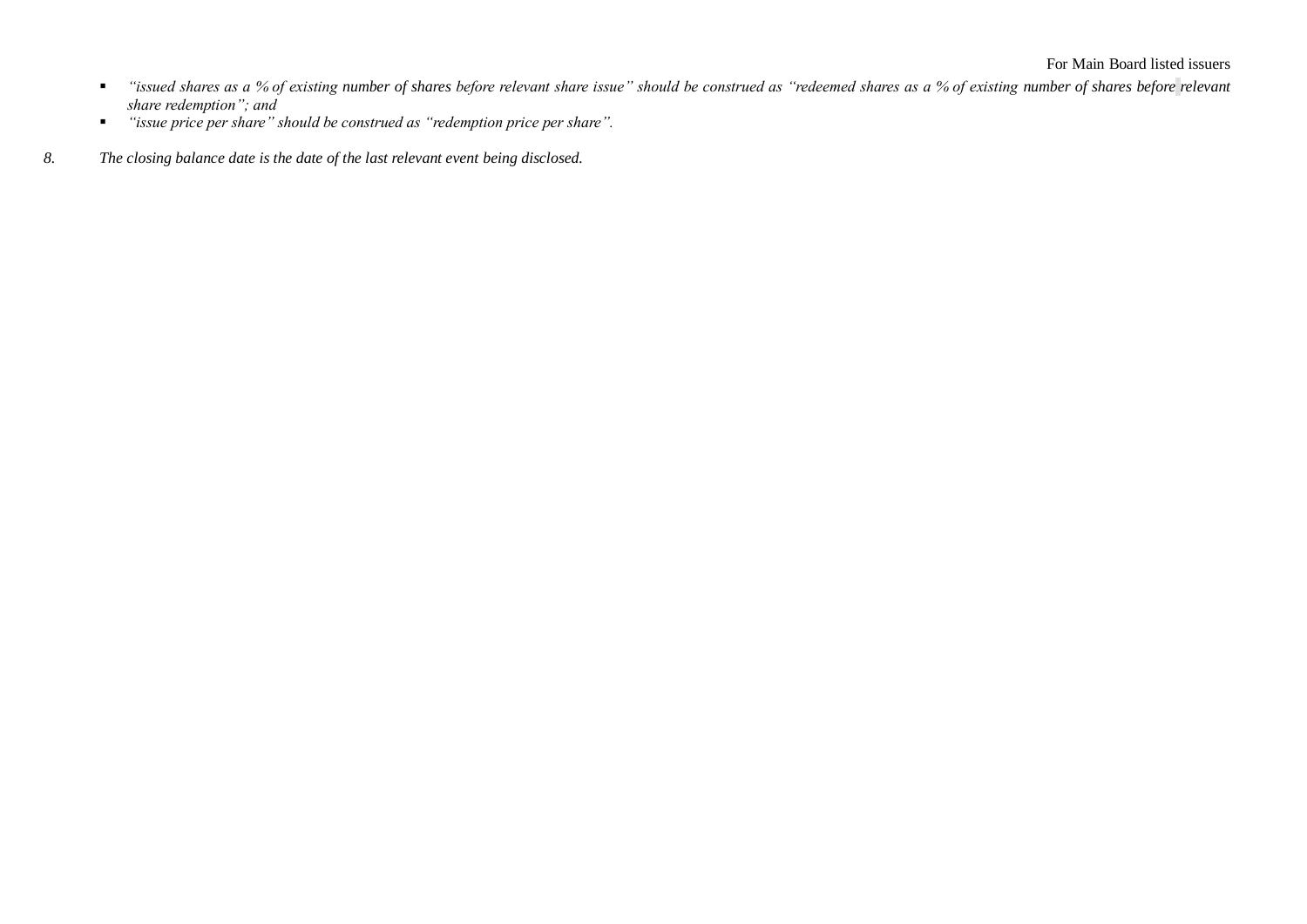- *"issued shares as a % of existing* number of shares *before relevant share issue" should be construed as "redeemed shares as a % of existing* number of shares *before relevant share redemption"; and*
- *"issue price per share" should be construed as "redemption price per share".*

8. *The closing balance date is the date of the last relevant event being disclosed.*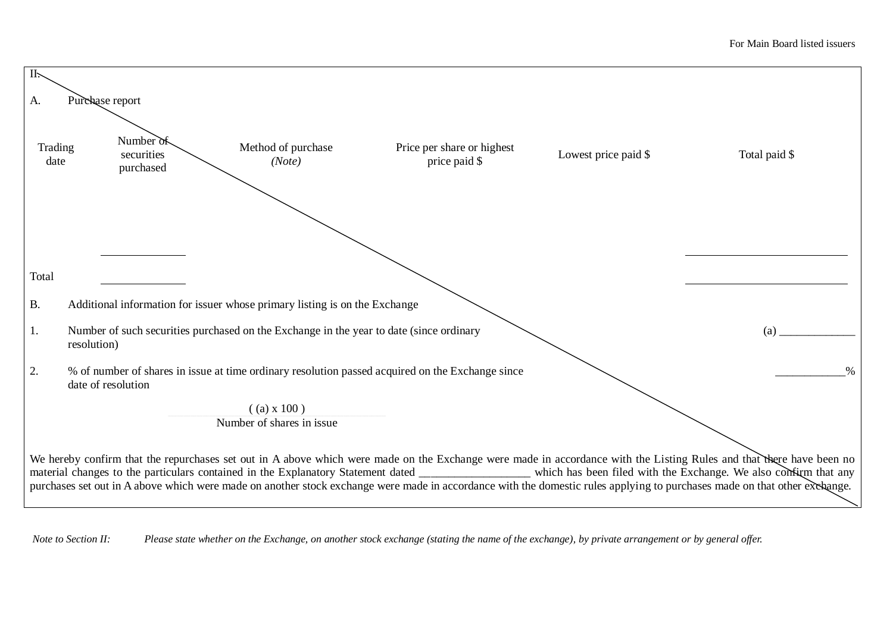For Main Board listed issuers

II.

A. Purchase report

| Trading date | Number of securities purchased | Method of purchase *(Note)* | Price per share or highest price paid $ | Lowest price paid $ | Total paid $ |
|---|---|---|---|---|---|
| | ______________ | | | | ____________________________ |
| Total | ______________ | | | | ____________________________ |

B. Additional information for issuer whose primary listing is on the Exchange

1. Number of such securities purchased on the Exchange in the year to date (since ordinary resolution) (a) _____________

2. % of number of shares in issue at time ordinary resolution passed acquired on the Exchange since date of resolution ____________%

$$\frac{(\text{(a)} \times 100)}{\text{Number of shares in issue}}$$

We hereby confirm that the repurchases set out in A above which were made on the Exchange were made in accordance with the Listing Rules and that there have been no material changes to the particulars contained in the Explanatory Statement dated ___________________ which has been filed with the Exchange. We also confirm that any purchases set out in A above which were made on another stock exchange were made in accordance with the domestic rules applying to purchases made on that other exchange.

*Note to Section II: Please state whether on the Exchange, on another stock exchange (stating the name of the exchange), by private arrangement or by general offer.*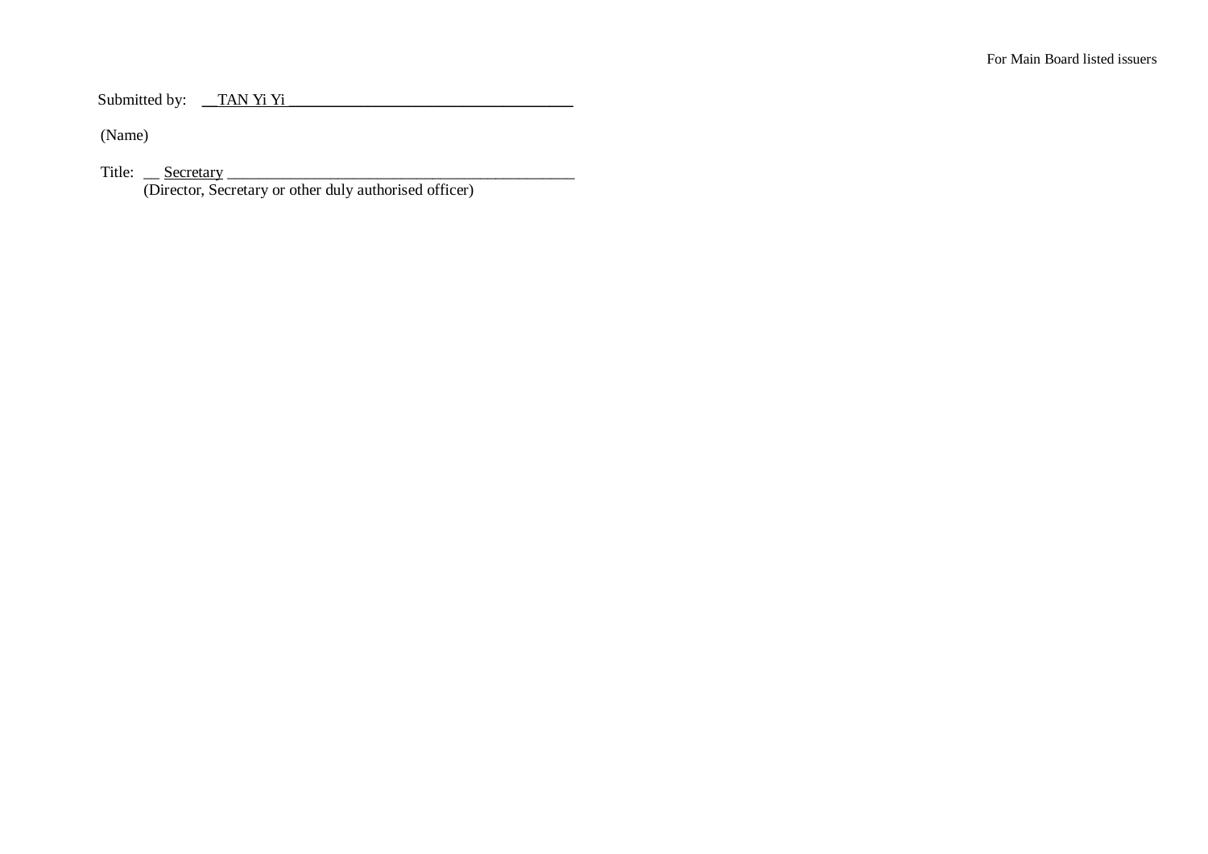Submitted by: TAN Yi Yi

(Name)

Title: Secretary

(Director, Secretary or other duly authorised officer)